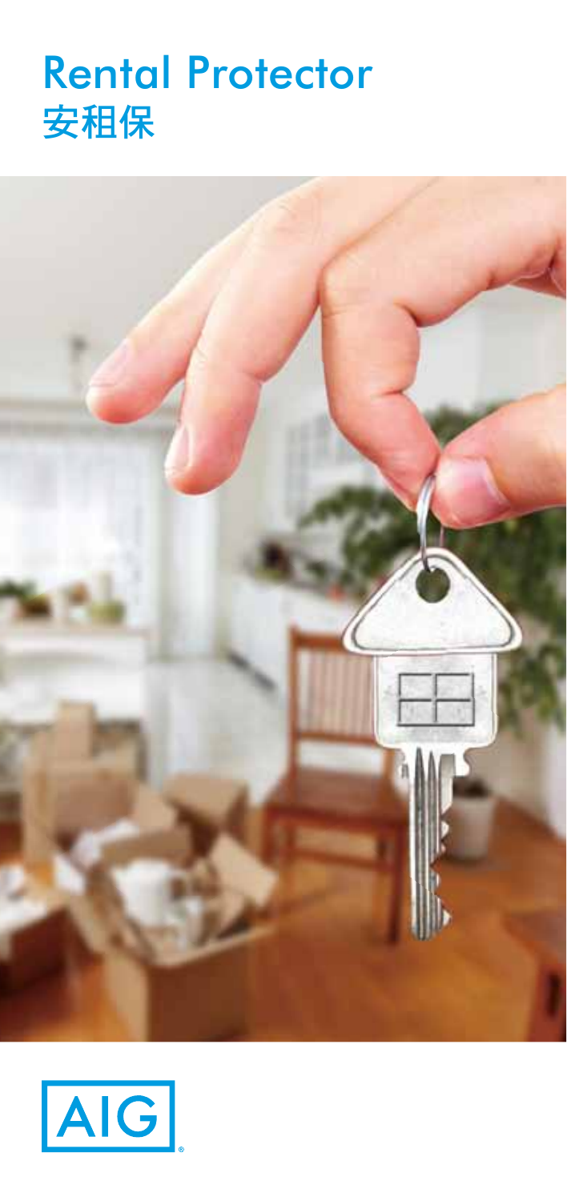# Rental Protector
# 安租保

AIG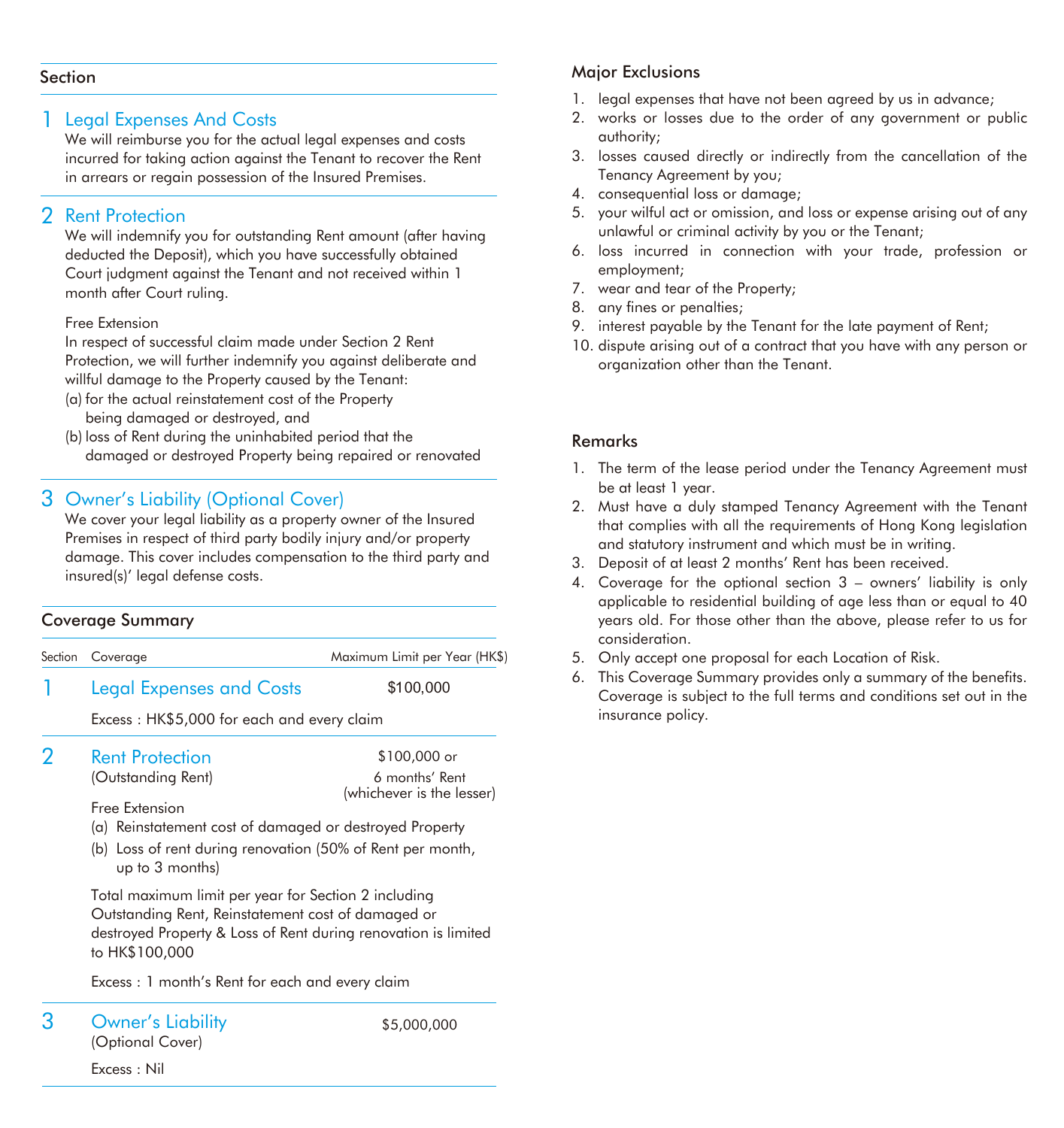## Section

### 1 Legal Expenses And Costs

We will reimburse you for the actual legal expenses and costs incurred for taking action against the Tenant to recover the Rent in arrears or regain possession of the Insured Premises.

### 2 Rent Protection

We will indemnify you for outstanding Rent amount (after having deducted the Deposit), which you have successfully obtained Court judgment against the Tenant and not received within 1 month after Court ruling.

Free Extension

In respect of successful claim made under Section 2 Rent Protection, we will further indemnify you against deliberate and willful damage to the Property caused by the Tenant:

(a) for the actual reinstatement cost of the Property being damaged or destroyed, and

(b) loss of Rent during the uninhabited period that the damaged or destroyed Property being repaired or renovated

### 3 Owner's Liability (Optional Cover)

We cover your legal liability as a property owner of the Insured Premises in respect of third party bodily injury and/or property damage. This cover includes compensation to the third party and insured(s)' legal defense costs.

## Coverage Summary

| Section | Coverage | Maximum Limit per Year (HK$) |
|---|---|---|
| 1 | Legal Expenses and Costs | $100,000 |
| | Excess : HK$5,000 for each and every claim | |
| 2 | Rent Protection (Outstanding Rent) | $100,000 or 6 months' Rent (whichever is the lesser) |
| | Free Extension<br>(a) Reinstatement cost of damaged or destroyed Property<br>(b) Loss of rent during renovation (50% of Rent per month, up to 3 months) | |
| | Total maximum limit per year for Section 2 including Outstanding Rent, Reinstatement cost of damaged or destroyed Property & Loss of Rent during renovation is limited to HK$100,000 | |
| | Excess : 1 month's Rent for each and every claim | |
| 3 | Owner's Liability (Optional Cover) | $5,000,000 |
| | Excess : Nil | |

## Major Exclusions

1. legal expenses that have not been agreed by us in advance;
2. works or losses due to the order of any government or public authority;
3. losses caused directly or indirectly from the cancellation of the Tenancy Agreement by you;
4. consequential loss or damage;
5. your wilful act or omission, and loss or expense arising out of any unlawful or criminal activity by you or the Tenant;
6. loss incurred in connection with your trade, profession or employment;
7. wear and tear of the Property;
8. any fines or penalties;
9. interest payable by the Tenant for the late payment of Rent;
10. dispute arising out of a contract that you have with any person or organization other than the Tenant.

## Remarks

1. The term of the lease period under the Tenancy Agreement must be at least 1 year.
2. Must have a duly stamped Tenancy Agreement with the Tenant that complies with all the requirements of Hong Kong legislation and statutory instrument and which must be in writing.
3. Deposit of at least 2 months' Rent has been received.
4. Coverage for the optional section 3 – owners' liability is only applicable to residential building of age less than or equal to 40 years old. For those other than the above, please refer to us for consideration.
5. Only accept one proposal for each Location of Risk.
6. This Coverage Summary provides only a summary of the benefits. Coverage is subject to the full terms and conditions set out in the insurance policy.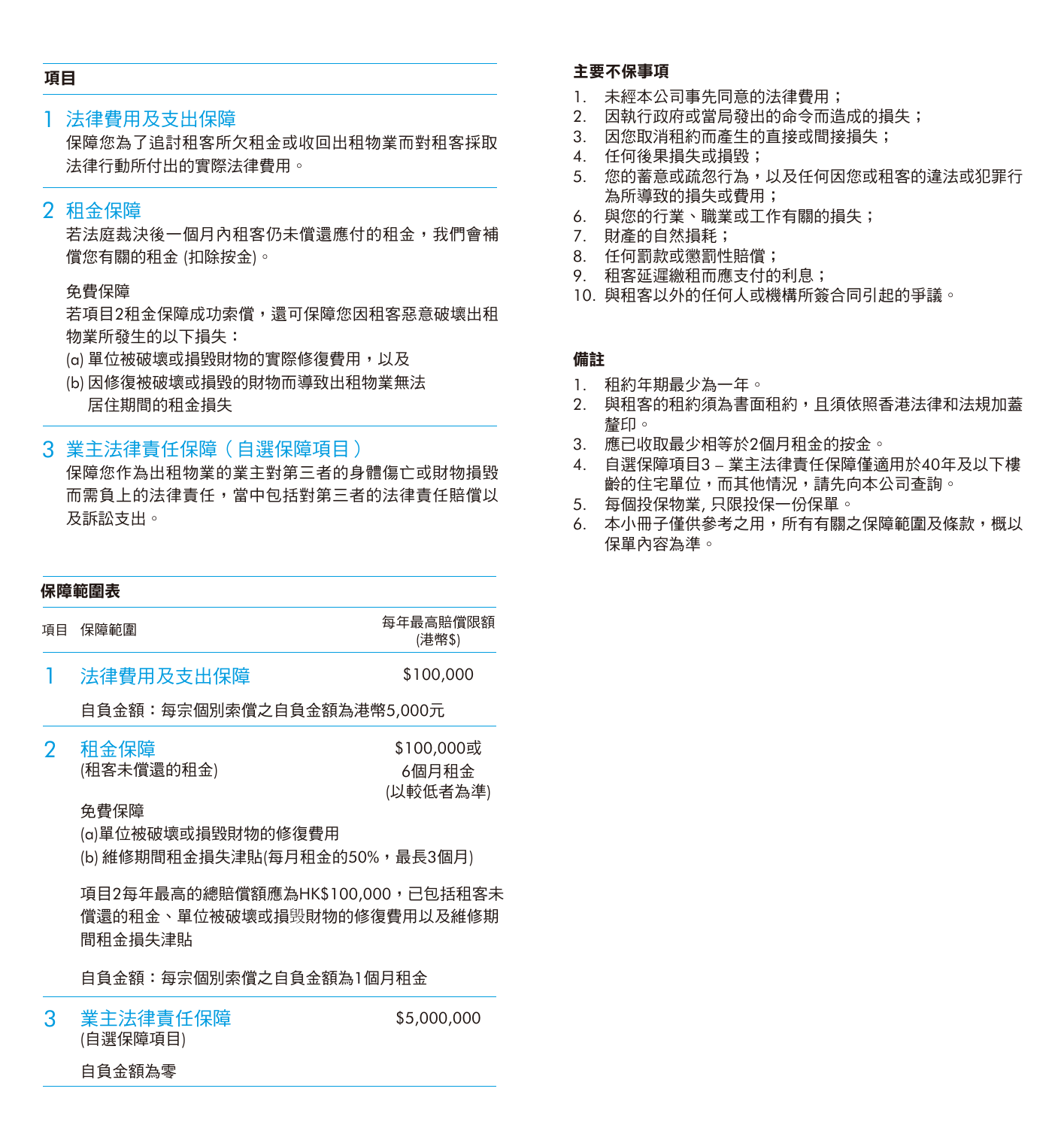## 項目

### 1 法律費用及支出保障

保障您為了追討租客所欠租金或收回出租物業而對租客採取法律行動所付出的實際法律費用。

### 2 租金保障

若法庭裁決後一個月內租客仍未償還應付的租金，我們會補償您有關的租金 (扣除按金)。

免費保障

若項目2租金保障成功索償，還可保障您因租客惡意破壞出租物業所發生的以下損失：

(a) 單位被破壞或損毀財物的實際修復費用，以及

(b) 因修復被破壞或損毀的財物而導致出租物業無法居住期間的租金損失

### 3 業主法律責任保障（自選保障項目）

保障您作為出租物業的業主對第三者的身體傷亡或財物損毀而需負上的法律責任，當中包括對第三者的法律責任賠償以及訴訟支出。

## 保障範圍表

| 項目 | 保障範圍 | 每年最高賠償限額 (港幣$) |
|---|---|---|
| 1 | 法律費用及支出保障 | $100,000 |
| | 自負金額：每宗個別索償之自負金額為港幣5,000元 | |
| 2 | 租金保障 (租客未償還的租金) | $100,000或 6個月租金 (以較低者為準) |
| | 免費保障<br>(a)單位被破壞或損毀財物的修復費用<br>(b) 維修期間租金損失津貼(每月租金的50%，最長3個月) | |
| | 項目2每年最高的總賠償額應為HK$100,000，已包括租客未償還的租金、單位被破壞或損毀財物的修復費用以及維修期間租金損失津貼 | |
| | 自負金額：每宗個別索償之自負金額為1個月租金 | |
| 3 | 業主法律責任保障 (自選保障項目) | $5,000,000 |
| | 自負金額為零 | |

## 主要不保事項

1. 未經本公司事先同意的法律費用；
2. 因執行政府或當局發出的命令而造成的損失；
3. 因您取消租約而產生的直接或間接損失；
4. 任何後果損失或損毀；
5. 您的蓄意或疏忽行為，以及任何因您或租客的違法或犯罪行為所導致的損失或費用；
6. 與您的行業、職業或工作有關的損失；
7. 財產的自然損耗；
8. 任何罰款或懲罰性賠償；
9. 租客延遲繳租而應支付的利息；
10. 與租客以外的任何人或機構所簽合同引起的爭議。

## 備註

1. 租約年期最少為一年。
2. 與租客的租約須為書面租約，且須依照香港法律和法規加蓋釐印。
3. 應已收取最少相等於2個月租金的按金。
4. 自選保障項目3 – 業主法律責任保障僅適用於40年及以下樓齡的住宅單位，而其他情況，請先向本公司查詢。
5. 每個投保物業, 只限投保一份保單。
6. 本小冊子僅供參考之用，所有有關之保障範圍及條款，概以保單內容為準。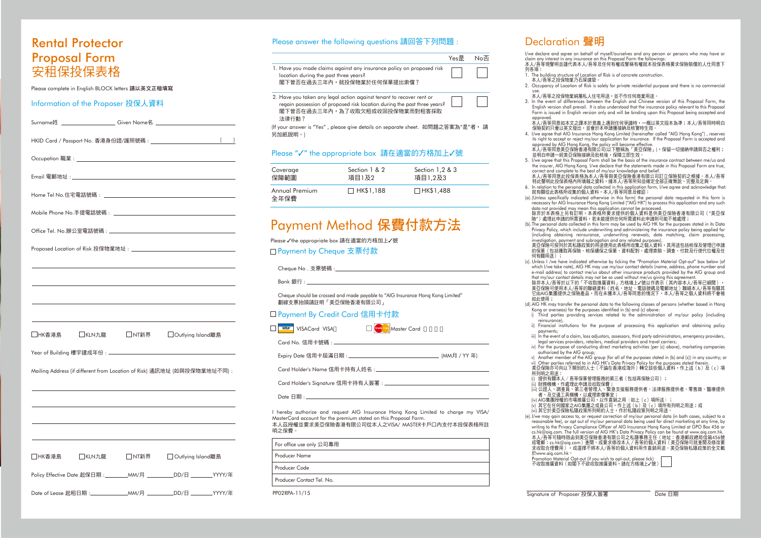# Rental Protector Proposal Form
# 安租保投保表格

Please complete in English BLOCK letters **請以英文正楷填寫**

## Information of the Proposer 投保人資料

Surname姓 ____________________ Given Name名 ____________________

HKID Card / Passport No. 香港身份證/護照號碼：____________________ (   )

Occupation 職業：____________________

Email 電郵地址：____________________

Home Tel No.住宅電話號碼：____________________

Mobile Phone No.手提電話號碼：____________________

Office Tel. No.辦公室電話號碼：____________________

Proposed Location of Risk 投保物業地址：____________________

____________________

____________________

____________________

____________________

☐HK香港島 ☐KLN九龍 ☐NT新界 ☐Outlying Island離島

Year of Building 樓宇建成年份：____________________

Mailing Address (if different from Location of Risk) 通訊地址 (如與投保物業地址不同)：

____________________

____________________

____________________

____________________

☐HK香港島 ☐KLN九龍 ☐NT新界 ☐Outlying Island離島

Policy Effective Date 起保日期：________MM/月 ________DD/日 ________YYYY/年

Date of Lease 起租日期：________MM/月 ________DD/日 ________YYYY/年

## Please answer the following questions 請回答下列問題：

| | Yes是 | No否 |
|---|---|---|
| 1. Have you made claims against any insurance policy on proposed risk location during the past three years? 閣下曾否在過去三年內，就投保物業於任何保單提出索償？ | ☐ | ☐ |
| 2. Have you taken any legal action against tenant to recover rent or regain possession of proposed risk location during the past three years? 閣下曾否在過去三年內，為了收取欠租或收回投保物業而對租客採取法律行動？ | ☐ | ☐ |

(If your answer is "Yes", please give details on separate sheet. 如問題之答案為"是"者，請另加紙說明。)

## Please "✓" the appropriate box 請在適當的方格加上✓號

| Coverage 保障範圍 | Section 1 & 2 項目1及2 | Section 1,2 & 3 項目1,2及3 |
|---|---|---|
| Annual Premium 全年保費 | ☐ HK$1,188 | ☐HK$1,488 |

# Payment Method 保費付款方法

Please ✓the appropriate box 請在適當的方格加上✓號

☐ Payment by Cheque 支票付款

Cheque No . 支票號碼：____________________

Bank 銀行：____________________

Cheque should be crossed and made payable to "AIG Insurance Hong Kong Limited" 劃線支票抬頭請註明「美亞保險香港有限公司」

☐ Payment By Credit Card 信用卡付款

☐ VISACard VISA卡 ☐ Master Card 萬事達卡

Card No. 信用卡號碼：____________________

Expiry Date 信用卡屆滿日期：____________________ (MM月 / YY 年)

Card Holder's Name 信用卡持有人姓名：____________________

Card Holder's Signature 信用卡持有人簽署：____________________

Date 日期：____________________

I hereby authorize and request AIG Insurance Hong Kong Limited to charge my VISA/ MasterCard account for the premium stated on this Proposal Form.
本人茲授權並要求美亞保險香港有限公司從本人之VISA/ MASTER卡戶口內支付本投保表格所註明之保費。

| For office use only 公司專用 |
|---|
| Producer Name |
| Producer Code |
| Producer Contact Tel. No. |

PP02RPA-11/15

# Declaration 聲明

I/we declare and agree on behalf of myself/ourselves and any person or persons who may have or claim any interest in any insurance on this Proposal Form the followings:
本人/吾等現聲明並謹代表本人/吾等及任何有權或聲稱有權就本投保表格要求保險賠償的人仕同意下列各項：

1. The building structure of Location of Risk is of concrete construction.
本人/吾等之投保物業乃石屎建築。
2. Occupancy of Location of Risk is solely for private residential purpose and there is no commercial use.
本人/吾等之投保物業純屬私人住宅用途，並不作任何商業用途。
3. In the event of differences between the English and Chinese version of this Proposal Form, the English version shall prevail. It is also understood that the insurance policy relevant to this Proposal Form is issued in English version only and will be binding upon this Proposal being accepted and approved.
本人/吾等同意如本文之譯本於意義上遇到任何爭議時，一概以英文版本為準；本人/吾等同時明白保險契約只會以英文發出，並會於本申請獲接納及核實時生效。
4. I/we agree that AIG Insurance Hong Kong Limited (hereinafter called "AIG Hong Kong"), reserves its right to accept or reject my/our application for insurance. If the Proposal Form is accepted and approved by AIG Hong Kong, the policy will become effective.
本人/吾等同意美亞保險香港有限公司(以下簡稱為「美亞保險」)，保留一切接納申請與否之權利；並明白申請一經美亞保險接納及批核後，保障立即生效。
5. I/we agree that this Proposal Form shall be the basis of the insurance contract between me/us and the insurer, AIG Hong Kong. I/we declare that the statements made in this Proposal Form are true, correct and complete to the best of my/our knowledge and belief.
本人/吾等同意此投保表格為本人/吾等與美亞保險香港有限公司訂立保險契約之根據。本人/吾等特此聲明此投保表格內所填報之資料，據本人/吾等所知並確定全部正確無訛、完整及足夠。
6. In relation to the personal data collected in this application form, I/we agree and acknowledge that:
就有關從此表格所收集的個人資料，本人/吾等同意及確認：

(a). (Unless specifically indicated otherwise in this form) the personal data requested in this form is necessary for AIG Insurance Hong Kong Limited ("AIG HK") to process this application and any such data not provided may mean this application cannot be processed.
除非於本表格上另有訂明，本表格所要求提供的個人資料是供美亞保險香港有限公司（"美亞保險"）處理此申請的所需資料，若未能提供任何所需資料此申請則可能不被處理；

(b). The personal data collected in this form may be used by AIG HK for the purposes stated in its Data Privacy Policy, which include underwriting and administering the insurance policy being applied for (including obtaining reinsurance, underwriting renewals, data matching, claim processing, investigation, payment and subrogation and any related purposes).
美亞保險可按列於其私隱政策的用途使用此表格所收集之個人資料，其用途包括核保及管理已申請的保單（包括獲取再保險、核保續保之保單、資料配對、處理索賠、調查、付款及行使代位權及任何有關用途）；

(c). Unless I /we have indicated otherwise by ticking the "Promotion Material Opt-out" box below (of which I/we take note), AIG HK may use my/our contact details (name, address, phone number and e-mail address) to contact me/us about other insurance products provided by the AIG group and that my/our contact details may not be so used without me/us giving this agreement.
除非本人/吾等於以下的「不收取推廣資料」方格填上✓號以作表示（其內容本人/吾等已細閱），美亞保險可使用本人/吾等的聯絡資料（姓名、地址、電話號碼及電郵地址）聯絡本人/吾等有關其它由AIG集團提供之保險產品，而在未獲本人/吾等同意的情況下，本人/吾等之個人資料將不會被如此使用；

(d). AIG HK may transfer the personal data to the following classes of persons (whether based in Hong Kong or overseas) for the purposes identified in (b) and (c) above:
i) Third parties providing services related to the administration of my/our policy (including reinsurance);
ii) Financial institutions for the purpose of processing this application and obtaining policy payments;
iii) In the event of a claim, loss adjustors, assessors, third party administrators, emergency providers, legal services providers, retailers, medical providers and travel carriers;
iv) For the purpose of conducting direct marketing activities (per (c) above), marketing companies authorized by the AIG group;
v) Another member of the AIG group (for all of the purposes stated in (b) and (c)) in any country; or
vi) Other parties referred to in AIG HK's Data Privacy Policy for the purposes stated therein.
美亞保險亦可向以下類別的人士（不論在香港或海外）轉交該些個人資料，作上述（b）及（c）項所列明之用途：
(i) 提供有關本人 / 吾等保單管理服務的第三者（包括再保險公司）；
(ii) 財務機構，作處理此申請及收取保費；
(iii) 公證人、調查員、第三者管理人、緊急支援服務提供者、法律服務提供者、零售商、醫療提供者、及交通工具機構，以處理索償事宜；
(iv) AIG集團授權的市場推廣公司，以作直銷之用（如上（c）項所述）；
(v) 其它在任何國家之AIG集團之成員公司，作上述（b）及（c）項所有列明之用途；或
(vi) 其它於美亞保險私隱政策所列明的人士，作於私隱政策列明之用途。

(e). I/we may gain access to, or request correction of my/our personal data (in both cases, subject to a reasonable fee), or opt out of my/our personal data being used for direct marketing at any time, by writing to the Privacy Compliance Officer of AIG Insurance Hong Kong Limited at GPO Box 456 or cs.hk@aig.com. The full version of AIG HK's Data Privacy Policy can be found at www.aig.com.hk.
本人/吾等可隨時致函到美亞保險香港有限公司之私隱事務主任（地址：香港郵政總局信箱456號或電郵：cs.hk@aig.com）查閱、或要求修改本人 / 吾等的個人資料（美亞保險可就查閱及修改要求收取合理費用），或選擇不將本人/吾等的個人資料用作直銷用途。美亞保險私隱政策的全文載於www.aig.com.hk。

Promotion Material Opt-out (if you wish to opt-out, please tick) ☐
不收取推廣資料（如閣下不欲收取推廣資料，請在方格填上✓號）

Signature of Proposer 投保人簽署 ____________________ Date 日期 ____________________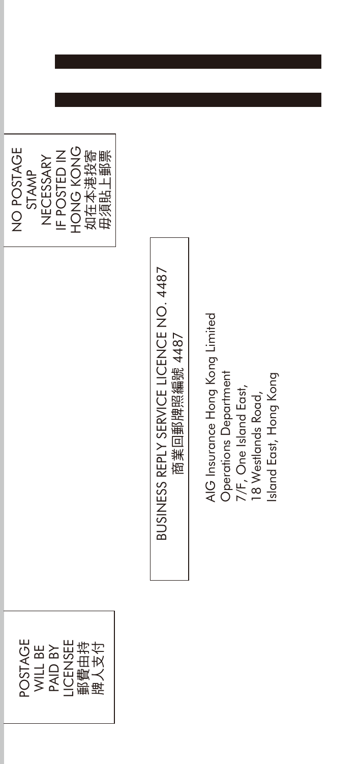NO POSTAGE
STAMP
NECESSARY
IF POSTED IN
HONG KONG
如在本港投寄
毋須貼上郵票

BUSINESS REPLY SERVICE LICENCE NO. 4487
商業回郵牌照編號 4487

AIG Insurance Hong Kong Limited
Operations Department
7/F, One Island East,
18 Westlands Road,
Island East, Hong Kong

POSTAGE
WILL BE
PAID BY
LICENSEE
郵費由持
牌人支付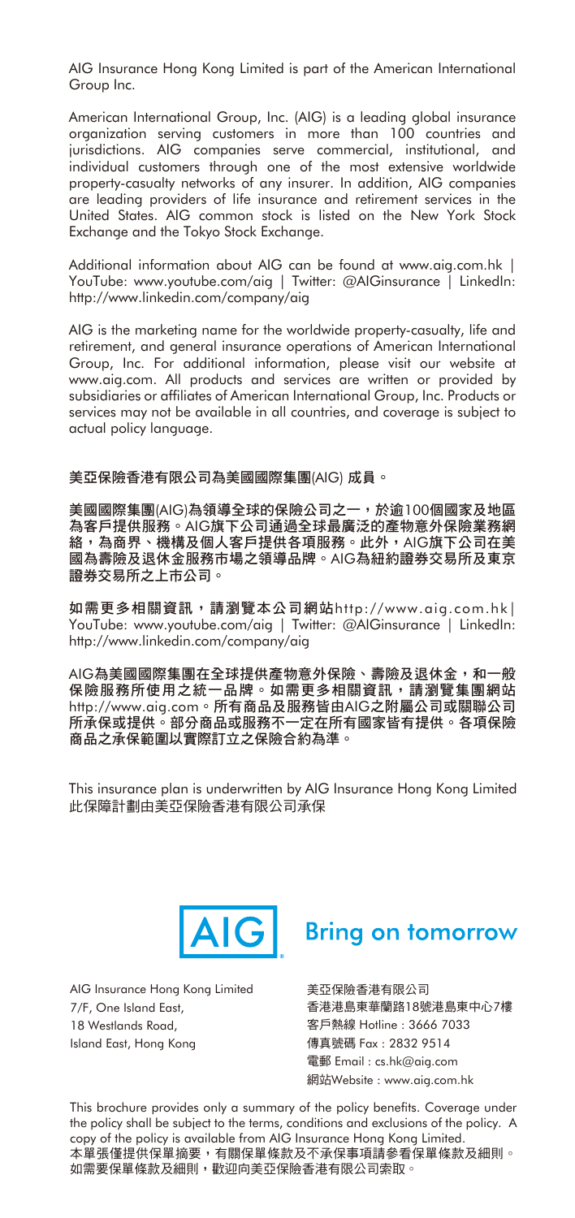AIG Insurance Hong Kong Limited is part of the American International Group Inc.

American International Group, Inc. (AIG) is a leading global insurance organization serving customers in more than 100 countries and jurisdictions. AIG companies serve commercial, institutional, and individual customers through one of the most extensive worldwide property-casualty networks of any insurer. In addition, AIG companies are leading providers of life insurance and retirement services in the United States. AIG common stock is listed on the New York Stock Exchange and the Tokyo Stock Exchange.

Additional information about AIG can be found at www.aig.com.hk | YouTube: www.youtube.com/aig | Twitter: @AIGinsurance | LinkedIn: http://www.linkedin.com/company/aig

AIG is the marketing name for the worldwide property-casualty, life and retirement, and general insurance operations of American International Group, Inc. For additional information, please visit our website at www.aig.com. All products and services are written or provided by subsidiaries or affiliates of American International Group, Inc. Products or services may not be available in all countries, and coverage is subject to actual policy language.

**美亞保險香港有限公司為美國國際集團(AIG) 成員。**

**美國國際集團(AIG)為領導全球的保險公司之一，於逾100個國家及地區為客戶提供服務。AIG旗下公司通過全球最廣泛的產物意外保險業務網絡，為商界、機構及個人客戶提供各項服務。此外，AIG旗下公司在美國為壽險及退休金服務市場之領導品牌。AIG為紐約證券交易所及東京證券交易所之上市公司。**

**如需更多相關資訊，請瀏覽本公司網站**http://www.aig.com.hk| YouTube: www.youtube.com/aig | Twitter: @AIGinsurance | LinkedIn: http://www.linkedin.com/company/aig

**AIG為美國國際集團在全球提供產物意外保險、壽險及退休金，和一般保險服務所使用之統一品牌。如需更多相關資訊，請瀏覽集團網站** http://www.aig.com。**所有商品及服務皆由AIG之附屬公司或關聯公司所承保或提供。部分商品或服務不一定在所有國家皆有提供。各項保險商品之承保範圍以實際訂立之保險合約為準。**

This insurance plan is underwritten by AIG Insurance Hong Kong Limited
此保障計劃由美亞保險香港有限公司承保

AIG Bring on tomorrow

AIG Insurance Hong Kong Limited
7/F, One Island East,
18 Westlands Road,
Island East, Hong Kong

美亞保險香港有限公司
香港港島東華蘭路18號港島東中心7樓
客戶熱線 Hotline : 3666 7033
傳真號碼 Fax : 2832 9514
電郵 Email : cs.hk@aig.com
網站Website : www.aig.com.hk

This brochure provides only a summary of the policy benefits. Coverage under the policy shall be subject to the terms, conditions and exclusions of the policy. A copy of the policy is available from AIG Insurance Hong Kong Limited.
本單張僅提供保單摘要，有關保單條款及不承保事項請參看保單條款及細則。如需要保單條款及細則，歡迎向美亞保險香港有限公司索取。